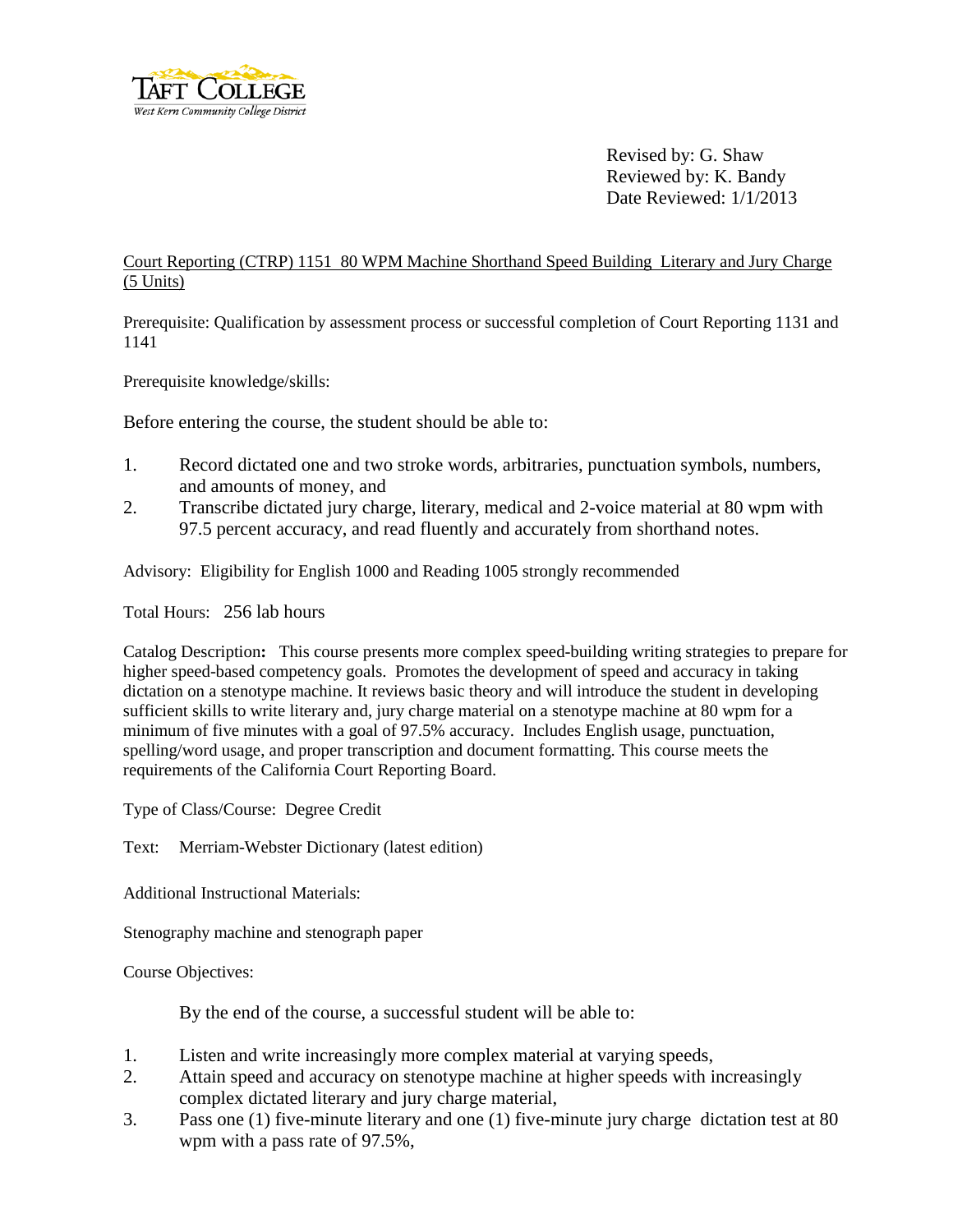TAFT COLLEGE
*West Kern Community College District*

Revised by: G. Shaw
Reviewed by: K. Bandy
Date Reviewed: 1/1/2013

Court Reporting (CTRP) 1151 80 WPM Machine Shorthand Speed Building Literary and Jury Charge (5 Units)

Prerequisite: Qualification by assessment process or successful completion of Court Reporting 1131 and 1141

Prerequisite knowledge/skills:

Before entering the course, the student should be able to:

1. Record dictated one and two stroke words, arbitraries, punctuation symbols, numbers, and amounts of money, and
2. Transcribe dictated jury charge, literary, medical and 2-voice material at 80 wpm with 97.5 percent accuracy, and read fluently and accurately from shorthand notes.

Advisory: Eligibility for English 1000 and Reading 1005 strongly recommended

Total Hours: 256 lab hours

Catalog Description**:** This course presents more complex speed-building writing strategies to prepare for higher speed-based competency goals. Promotes the development of speed and accuracy in taking dictation on a stenotype machine. It reviews basic theory and will introduce the student in developing sufficient skills to write literary and, jury charge material on a stenotype machine at 80 wpm for a minimum of five minutes with a goal of 97.5% accuracy. Includes English usage, punctuation, spelling/word usage, and proper transcription and document formatting. This course meets the requirements of the California Court Reporting Board.

Type of Class/Course: Degree Credit

Text: Merriam-Webster Dictionary (latest edition)

Additional Instructional Materials:

Stenography machine and stenograph paper

Course Objectives:

By the end of the course, a successful student will be able to:

1. Listen and write increasingly more complex material at varying speeds,
2. Attain speed and accuracy on stenotype machine at higher speeds with increasingly complex dictated literary and jury charge material,
3. Pass one (1) five-minute literary and one (1) five-minute jury charge dictation test at 80 wpm with a pass rate of 97.5%,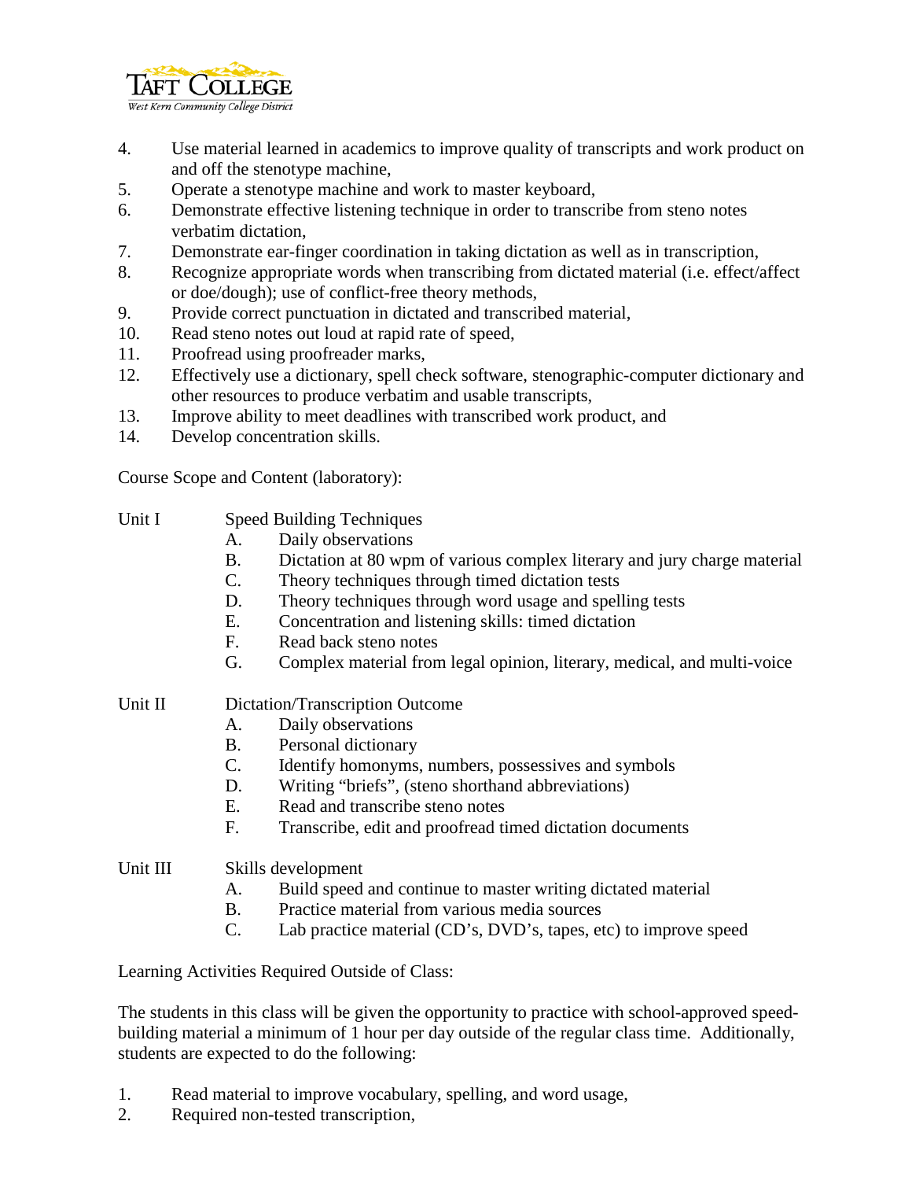4. Use material learned in academics to improve quality of transcripts and work product on and off the stenotype machine,
5. Operate a stenotype machine and work to master keyboard,
6. Demonstrate effective listening technique in order to transcribe from steno notes verbatim dictation,
7. Demonstrate ear-finger coordination in taking dictation as well as in transcription,
8. Recognize appropriate words when transcribing from dictated material (i.e. effect/affect or doe/dough); use of conflict-free theory methods,
9. Provide correct punctuation in dictated and transcribed material,
10. Read steno notes out loud at rapid rate of speed,
11. Proofread using proofreader marks,
12. Effectively use a dictionary, spell check software, stenographic-computer dictionary and other resources to produce verbatim and usable transcripts,
13. Improve ability to meet deadlines with transcribed work product, and
14. Develop concentration skills.

Course Scope and Content (laboratory):

Unit I Speed Building Techniques

A. Daily observations
B. Dictation at 80 wpm of various complex literary and jury charge material
C. Theory techniques through timed dictation tests
D. Theory techniques through word usage and spelling tests
E. Concentration and listening skills: timed dictation
F. Read back steno notes
G. Complex material from legal opinion, literary, medical, and multi-voice

Unit II Dictation/Transcription Outcome

A. Daily observations
B. Personal dictionary
C. Identify homonyms, numbers, possessives and symbols
D. Writing "briefs", (steno shorthand abbreviations)
E. Read and transcribe steno notes
F. Transcribe, edit and proofread timed dictation documents

Unit III Skills development

A. Build speed and continue to master writing dictated material
B. Practice material from various media sources
C. Lab practice material (CD's, DVD's, tapes, etc) to improve speed

Learning Activities Required Outside of Class:

The students in this class will be given the opportunity to practice with school-approved speed-building material a minimum of 1 hour per day outside of the regular class time. Additionally, students are expected to do the following:

1. Read material to improve vocabulary, spelling, and word usage,
2. Required non-tested transcription,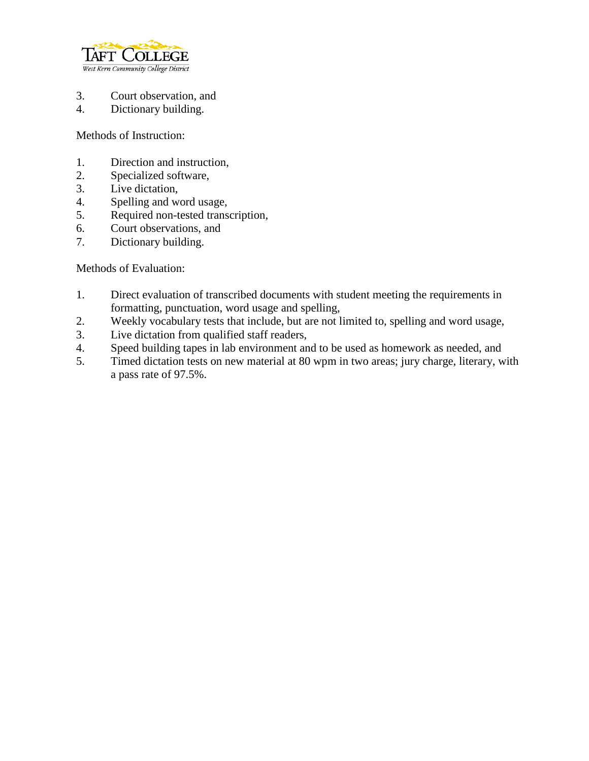3. Court observation, and
4. Dictionary building.

Methods of Instruction:

1. Direction and instruction,
2. Specialized software,
3. Live dictation,
4. Spelling and word usage,
5. Required non-tested transcription,
6. Court observations, and
7. Dictionary building.

Methods of Evaluation:

1. Direct evaluation of transcribed documents with student meeting the requirements in formatting, punctuation, word usage and spelling,
2. Weekly vocabulary tests that include, but are not limited to, spelling and word usage,
3. Live dictation from qualified staff readers,
4. Speed building tapes in lab environment and to be used as homework as needed, and
5. Timed dictation tests on new material at 80 wpm in two areas; jury charge, literary, with a pass rate of 97.5%.